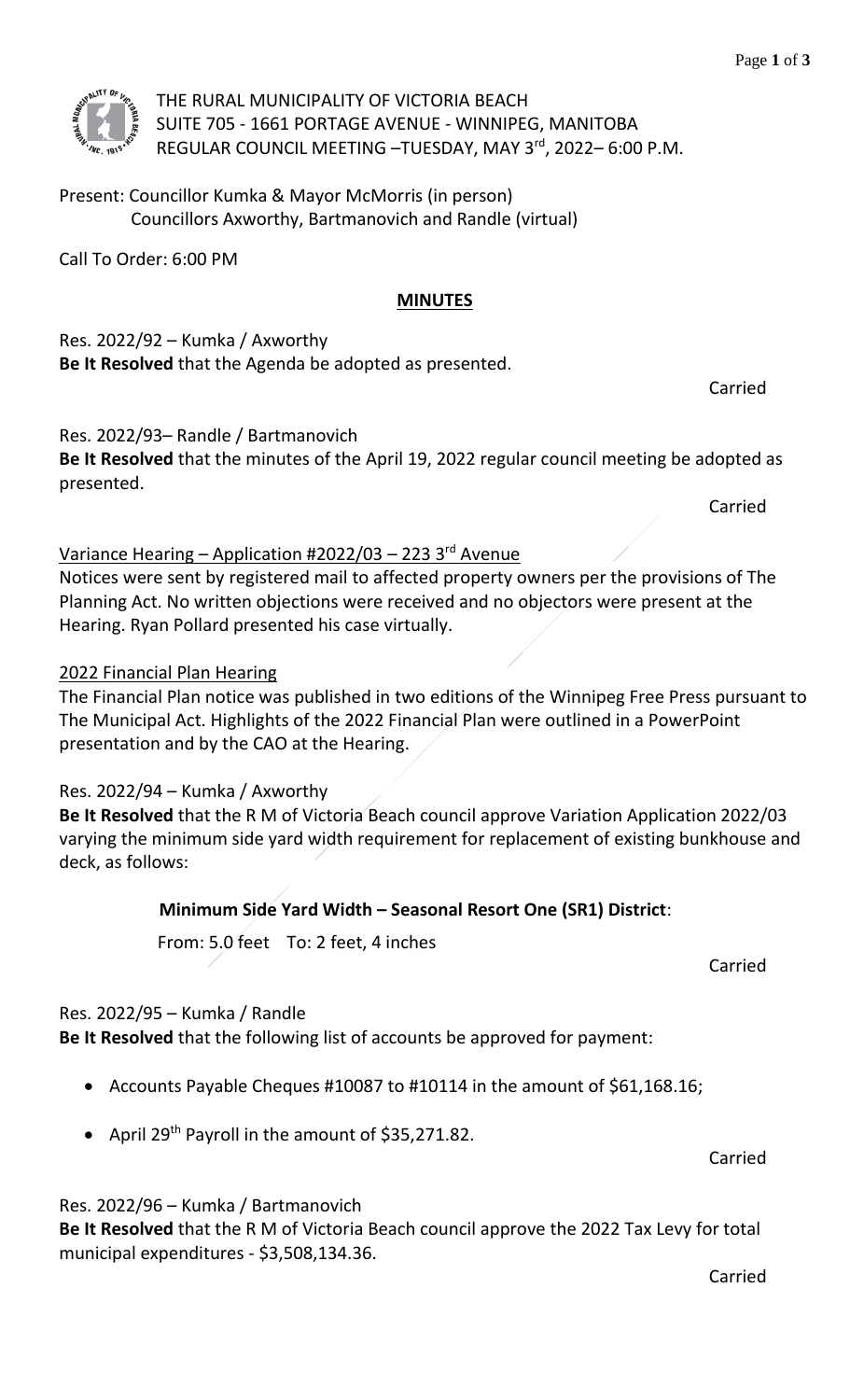THE RURAL MUNICIPALITY OF VICTORIA BEACH
SUITE 705 - 1661 PORTAGE AVENUE - WINNIPEG, MANITOBA
REGULAR COUNCIL MEETING –TUESDAY, MAY 3rd, 2022– 6:00 P.M.

Present: Councillor Kumka & Mayor McMorris (in person)
Councillors Axworthy, Bartmanovich and Randle (virtual)

Call To Order: 6:00 PM

## MINUTES

Res. 2022/92 – Kumka / Axworthy
**Be It Resolved** that the Agenda be adopted as presented.

Carried

Res. 2022/93– Randle / Bartmanovich
**Be It Resolved** that the minutes of the April 19, 2022 regular council meeting be adopted as presented.

Carried

Variance Hearing – Application #2022/03 – 223 3rd Avenue

Notices were sent by registered mail to affected property owners per the provisions of The Planning Act. No written objections were received and no objectors were present at the Hearing. Ryan Pollard presented his case virtually.

2022 Financial Plan Hearing

The Financial Plan notice was published in two editions of the Winnipeg Free Press pursuant to The Municipal Act. Highlights of the 2022 Financial Plan were outlined in a PowerPoint presentation and by the CAO at the Hearing.

Res. 2022/94 – Kumka / Axworthy
**Be It Resolved** that the R M of Victoria Beach council approve Variation Application 2022/03 varying the minimum side yard width requirement for replacement of existing bunkhouse and deck, as follows:

**Minimum Side Yard Width – Seasonal Resort One (SR1) District**:

From: 5.0 feet To: 2 feet, 4 inches

Carried

Res. 2022/95 – Kumka / Randle
**Be It Resolved** that the following list of accounts be approved for payment:

- Accounts Payable Cheques #10087 to #10114 in the amount of $61,168.16;
- April 29th Payroll in the amount of $35,271.82.

Carried

Res. 2022/96 – Kumka / Bartmanovich
**Be It Resolved** that the R M of Victoria Beach council approve the 2022 Tax Levy for total municipal expenditures - $3,508,134.36.

Carried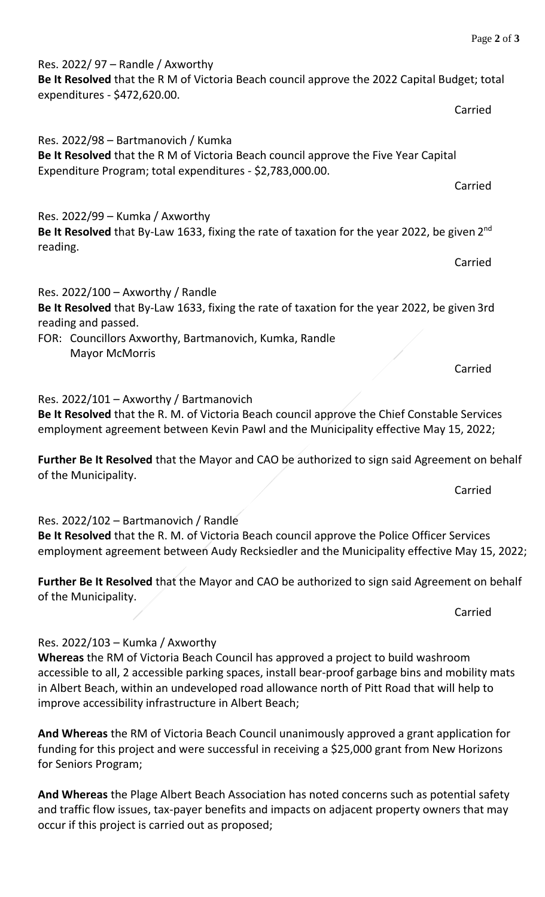Res. 2022/ 97 – Randle / Axworthy
**Be It Resolved** that the R M of Victoria Beach council approve the 2022 Capital Budget; total expenditures - $472,620.00.

Carried

Res. 2022/98 – Bartmanovich / Kumka
**Be It Resolved** that the R M of Victoria Beach council approve the Five Year Capital Expenditure Program; total expenditures - $2,783,000.00.

Carried

Res. 2022/99 – Kumka / Axworthy
**Be It Resolved** that By-Law 1633, fixing the rate of taxation for the year 2022, be given 2nd reading.

Carried

Res. 2022/100 – Axworthy / Randle
**Be It Resolved** that By-Law 1633, fixing the rate of taxation for the year 2022, be given 3rd reading and passed.
FOR: Councillors Axworthy, Bartmanovich, Kumka, Randle
Mayor McMorris

Carried

Res. 2022/101 – Axworthy / Bartmanovich
**Be It Resolved** that the R. M. of Victoria Beach council approve the Chief Constable Services employment agreement between Kevin Pawl and the Municipality effective May 15, 2022;

**Further Be It Resolved** that the Mayor and CAO be authorized to sign said Agreement on behalf of the Municipality.

Carried

Res. 2022/102 – Bartmanovich / Randle
**Be It Resolved** that the R. M. of Victoria Beach council approve the Police Officer Services employment agreement between Audy Recksiedler and the Municipality effective May 15, 2022;

**Further Be It Resolved** that the Mayor and CAO be authorized to sign said Agreement on behalf of the Municipality.

Carried

Res. 2022/103 – Kumka / Axworthy
**Whereas** the RM of Victoria Beach Council has approved a project to build washroom accessible to all, 2 accessible parking spaces, install bear-proof garbage bins and mobility mats in Albert Beach, within an undeveloped road allowance north of Pitt Road that will help to improve accessibility infrastructure in Albert Beach;

**And Whereas** the RM of Victoria Beach Council unanimously approved a grant application for funding for this project and were successful in receiving a $25,000 grant from New Horizons for Seniors Program;

**And Whereas** the Plage Albert Beach Association has noted concerns such as potential safety and traffic flow issues, tax-payer benefits and impacts on adjacent property owners that may occur if this project is carried out as proposed;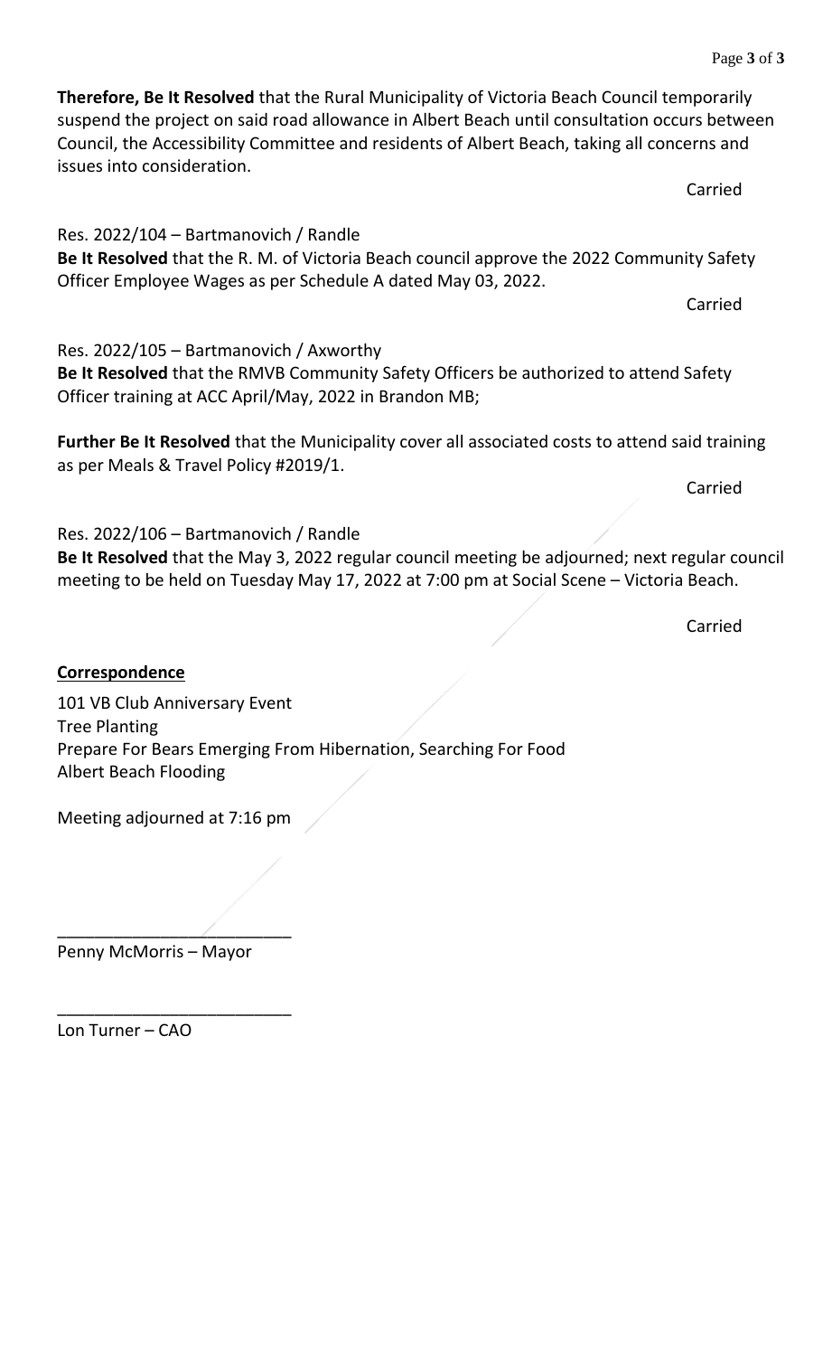**Therefore, Be It Resolved** that the Rural Municipality of Victoria Beach Council temporarily suspend the project on said road allowance in Albert Beach until consultation occurs between Council, the Accessibility Committee and residents of Albert Beach, taking all concerns and issues into consideration.

Carried

Res. 2022/104 – Bartmanovich / Randle
**Be It Resolved** that the R. M. of Victoria Beach council approve the 2022 Community Safety Officer Employee Wages as per Schedule A dated May 03, 2022.

Carried

Res. 2022/105 – Bartmanovich / Axworthy
**Be It Resolved** that the RMVB Community Safety Officers be authorized to attend Safety Officer training at ACC April/May, 2022 in Brandon MB;

**Further Be It Resolved** that the Municipality cover all associated costs to attend said training as per Meals & Travel Policy #2019/1.

Carried

Res. 2022/106 – Bartmanovich / Randle
**Be It Resolved** that the May 3, 2022 regular council meeting be adjourned; next regular council meeting to be held on Tuesday May 17, 2022 at 7:00 pm at Social Scene – Victoria Beach.

Carried

**Correspondence**

101 VB Club Anniversary Event
Tree Planting
Prepare For Bears Emerging From Hibernation, Searching For Food
Albert Beach Flooding

Meeting adjourned at 7:16 pm

_________________________
Penny McMorris – Mayor

_________________________
Lon Turner – CAO